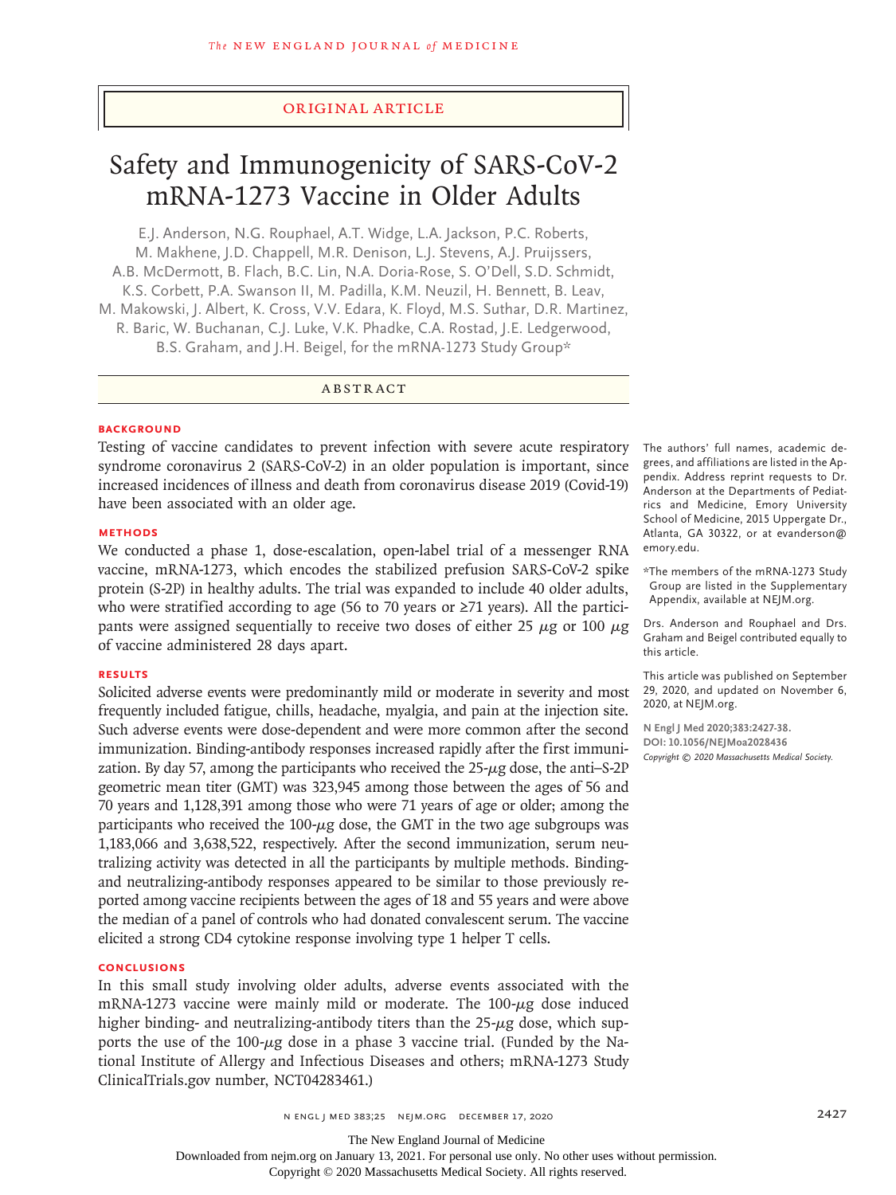Original Article

# Safety and Immunogenicity of SARS-CoV-2 mRNA-1273 Vaccine in Older Adults

E.J. Anderson, N.G. Rouphael, A.T. Widge, L.A. Jackson, P.C. Roberts, M. Makhene, J.D. Chappell, M.R. Denison, L.J. Stevens, A.J. Pruijssers, A.B. McDermott, B. Flach, B.C. Lin, N.A. Doria-Rose, S. O'Dell, S.D. Schmidt, K.S. Corbett, P.A. Swanson II, M. Padilla, K.M. Neuzil, H. Bennett, B. Leav, M. Makowski, J. Albert, K. Cross, V.V. Edara, K. Floyd, M.S. Suthar, D.R. Martinez, R. Baric, W. Buchanan, C.J. Luke, V.K. Phadke, C.A. Rostad, J.E. Ledgerwood, B.S. Graham, and J.H. Beigel, for the mRNA-1273 Study Group*

## Abstract

### Background

Testing of vaccine candidates to prevent infection with severe acute respiratory syndrome coronavirus 2 (SARS-CoV-2) in an older population is important, since increased incidences of illness and death from coronavirus disease 2019 (Covid-19) have been associated with an older age.

### Methods

We conducted a phase 1, dose-escalation, open-label trial of a messenger RNA vaccine, mRNA-1273, which encodes the stabilized prefusion SARS-CoV-2 spike protein (S-2P) in healthy adults. The trial was expanded to include 40 older adults, who were stratified according to age (56 to 70 years or ≥71 years). All the participants were assigned sequentially to receive two doses of either 25 μg or 100 μg of vaccine administered 28 days apart.

### Results

Solicited adverse events were predominantly mild or moderate in severity and most frequently included fatigue, chills, headache, myalgia, and pain at the injection site. Such adverse events were dose-dependent and were more common after the second immunization. Binding-antibody responses increased rapidly after the first immunization. By day 57, among the participants who received the 25-μg dose, the anti–S-2P geometric mean titer (GMT) was 323,945 among those between the ages of 56 and 70 years and 1,128,391 among those who were 71 years of age or older; among the participants who received the 100-μg dose, the GMT in the two age subgroups was 1,183,066 and 3,638,522, respectively. After the second immunization, serum neutralizing activity was detected in all the participants by multiple methods. Binding- and neutralizing-antibody responses appeared to be similar to those previously reported among vaccine recipients between the ages of 18 and 55 years and were above the median of a panel of controls who had donated convalescent serum. The vaccine elicited a strong CD4 cytokine response involving type 1 helper T cells.

### Conclusions

In this small study involving older adults, adverse events associated with the mRNA-1273 vaccine were mainly mild or moderate. The 100-μg dose induced higher binding- and neutralizing-antibody titers than the 25-μg dose, which supports the use of the 100-μg dose in a phase 3 vaccine trial. (Funded by the National Institute of Allergy and Infectious Diseases and others; mRNA-1273 Study ClinicalTrials.gov number, NCT04283461.)

The authors' full names, academic degrees, and affiliations are listed in the Appendix. Address reprint requests to Dr. Anderson at the Departments of Pediatrics and Medicine, Emory University School of Medicine, 2015 Uppergate Dr., Atlanta, GA 30322, or at evanderson@emory.edu.

*The members of the mRNA-1273 Study Group are listed in the Supplementary Appendix, available at NEJM.org.

Drs. Anderson and Rouphael and Drs. Graham and Beigel contributed equally to this article.

This article was published on September 29, 2020, and updated on November 6, 2020, at NEJM.org.

N Engl J Med 2020;383:2427-38.
DOI: 10.1056/NEJMoa2028436
Copyright © 2020 Massachusetts Medical Society.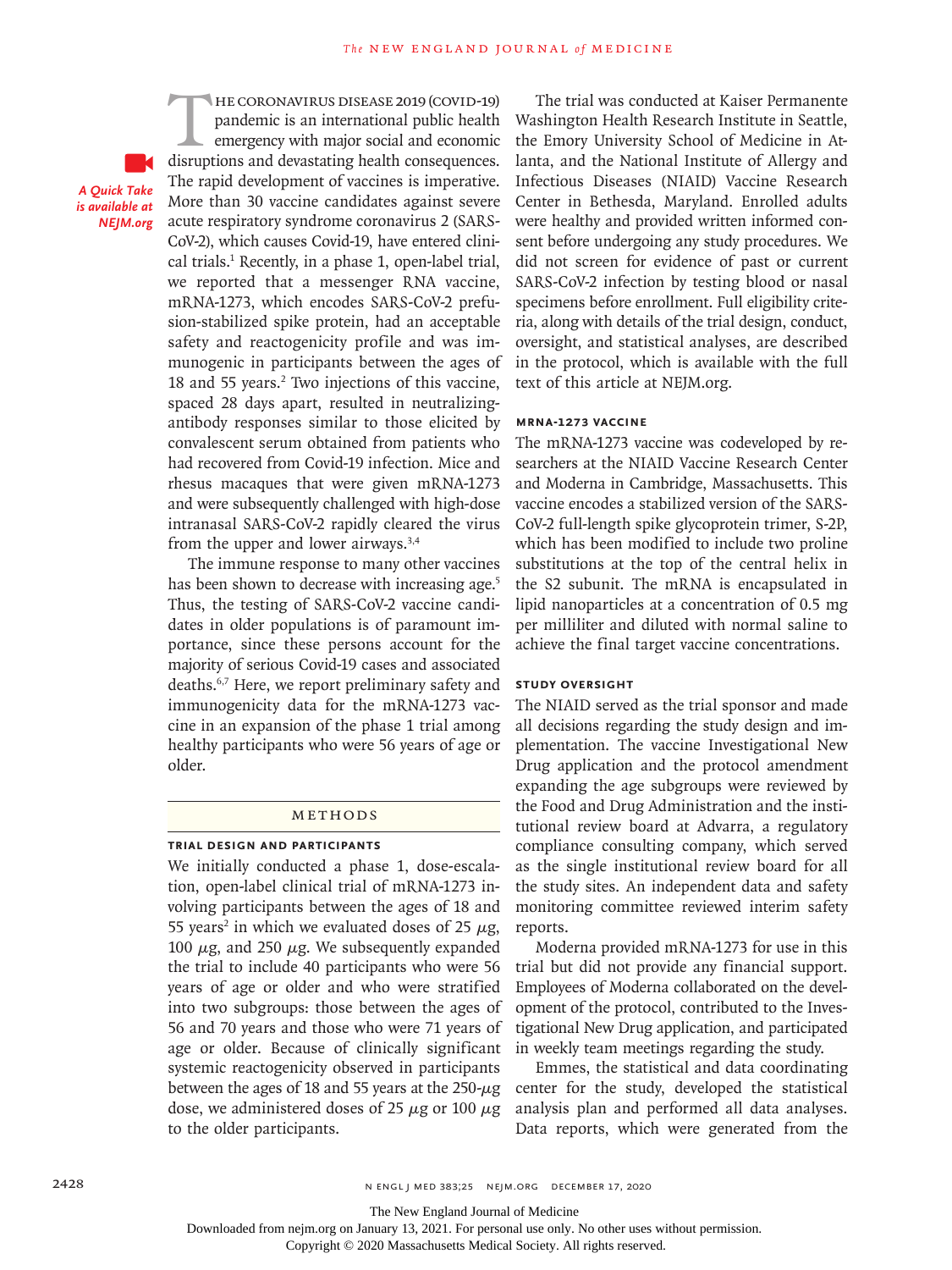The coronavirus disease 2019 (Covid-19) pandemic is an international public health emergency with major social and economic disruptions and devastating health consequences. The rapid development of vaccines is imperative. More than 30 vaccine candidates against severe acute respiratory syndrome coronavirus 2 (SARS-CoV-2), which causes Covid-19, have entered clinical trials.[1] Recently, in a phase 1, open-label trial, we reported that a messenger RNA vaccine, mRNA-1273, which encodes SARS-CoV-2 prefusion-stabilized spike protein, had an acceptable safety and reactogenicity profile and was immunogenic in participants between the ages of 18 and 55 years.[2] Two injections of this vaccine, spaced 28 days apart, resulted in neutralizing-antibody responses similar to those elicited by convalescent serum obtained from patients who had recovered from Covid-19 infection. Mice and rhesus macaques that were given mRNA-1273 and were subsequently challenged with high-dose intranasal SARS-CoV-2 rapidly cleared the virus from the upper and lower airways.[3,4]

*A Quick Take is available at NEJM.org*

The immune response to many other vaccines has been shown to decrease with increasing age.[5] Thus, the testing of SARS-CoV-2 vaccine candidates in older populations is of paramount importance, since these persons account for the majority of serious Covid-19 cases and associated deaths.[6,7] Here, we report preliminary safety and immunogenicity data for the mRNA-1273 vaccine in an expansion of the phase 1 trial among healthy participants who were 56 years of age or older.

## Methods

### Trial Design and Participants

We initially conducted a phase 1, dose-escalation, open-label clinical trial of mRNA-1273 involving participants between the ages of 18 and 55 years[2] in which we evaluated doses of 25 μg, 100 μg, and 250 μg. We subsequently expanded the trial to include 40 participants who were 56 years of age or older and who were stratified into two subgroups: those between the ages of 56 and 70 years and those who were 71 years of age or older. Because of clinically significant systemic reactogenicity observed in participants between the ages of 18 and 55 years at the 250-μg dose, we administered doses of 25 μg or 100 μg to the older participants.

The trial was conducted at Kaiser Permanente Washington Health Research Institute in Seattle, the Emory University School of Medicine in Atlanta, and the National Institute of Allergy and Infectious Diseases (NIAID) Vaccine Research Center in Bethesda, Maryland. Enrolled adults were healthy and provided written informed consent before undergoing any study procedures. We did not screen for evidence of past or current SARS-CoV-2 infection by testing blood or nasal specimens before enrollment. Full eligibility criteria, along with details of the trial design, conduct, oversight, and statistical analyses, are described in the protocol, which is available with the full text of this article at NEJM.org.

### mRNA-1273 Vaccine

The mRNA-1273 vaccine was codeveloped by researchers at the NIAID Vaccine Research Center and Moderna in Cambridge, Massachusetts. This vaccine encodes a stabilized version of the SARS-CoV-2 full-length spike glycoprotein trimer, S-2P, which has been modified to include two proline substitutions at the top of the central helix in the S2 subunit. The mRNA is encapsulated in lipid nanoparticles at a concentration of 0.5 mg per milliliter and diluted with normal saline to achieve the final target vaccine concentrations.

### Study Oversight

The NIAID served as the trial sponsor and made all decisions regarding the study design and implementation. The vaccine Investigational New Drug application and the protocol amendment expanding the age subgroups were reviewed by the Food and Drug Administration and the institutional review board at Advarra, a regulatory compliance consulting company, which served as the single institutional review board for all the study sites. An independent data and safety monitoring committee reviewed interim safety reports.

Moderna provided mRNA-1273 for use in this trial but did not provide any financial support. Employees of Moderna collaborated on the development of the protocol, contributed to the Investigational New Drug application, and participated in weekly team meetings regarding the study.

Emmes, the statistical and data coordinating center for the study, developed the statistical analysis plan and performed all data analyses. Data reports, which were generated from the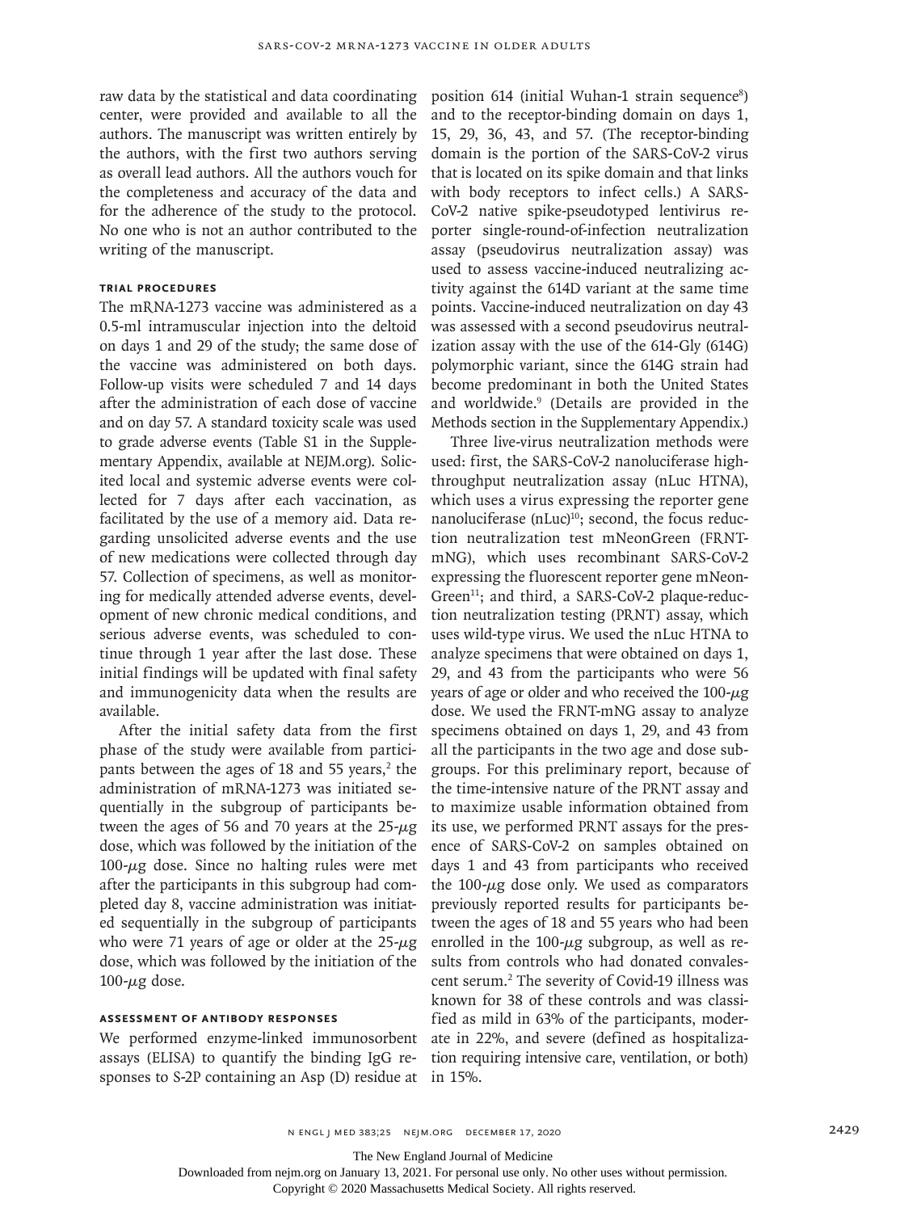raw data by the statistical and data coordinating center, were provided and available to all the authors. The manuscript was written entirely by the authors, with the first two authors serving as overall lead authors. All the authors vouch for the completeness and accuracy of the data and for the adherence of the study to the protocol. No one who is not an author contributed to the writing of the manuscript.

### Trial Procedures

The mRNA-1273 vaccine was administered as a 0.5-ml intramuscular injection into the deltoid on days 1 and 29 of the study; the same dose of the vaccine was administered on both days. Follow-up visits were scheduled 7 and 14 days after the administration of each dose of vaccine and on day 57. A standard toxicity scale was used to grade adverse events (Table S1 in the Supplementary Appendix, available at NEJM.org). Solicited local and systemic adverse events were collected for 7 days after each vaccination, as facilitated by the use of a memory aid. Data regarding unsolicited adverse events and the use of new medications were collected through day 57. Collection of specimens, as well as monitoring for medically attended adverse events, development of new chronic medical conditions, and serious adverse events, was scheduled to continue through 1 year after the last dose. These initial findings will be updated with final safety and immunogenicity data when the results are available.

After the initial safety data from the first phase of the study were available from participants between the ages of 18 and 55 years,[2] the administration of mRNA-1273 was initiated sequentially in the subgroup of participants between the ages of 56 and 70 years at the 25-μg dose, which was followed by the initiation of the 100-μg dose. Since no halting rules were met after the participants in this subgroup had completed day 8, vaccine administration was initiated sequentially in the subgroup of participants who were 71 years of age or older at the 25-μg dose, which was followed by the initiation of the 100-μg dose.

### Assessment of Antibody Responses

We performed enzyme-linked immunosorbent assays (ELISA) to quantify the binding IgG responses to S-2P containing an Asp (D) residue at position 614 (initial Wuhan-1 strain sequence[8]) and to the receptor-binding domain on days 1, 15, 29, 36, 43, and 57. (The receptor-binding domain is the portion of the SARS-CoV-2 virus that is located on its spike domain and that links with body receptors to infect cells.) A SARS-CoV-2 native spike-pseudotyped lentivirus reporter single-round-of-infection neutralization assay (pseudovirus neutralization assay) was used to assess vaccine-induced neutralizing activity against the 614D variant at the same time points. Vaccine-induced neutralization on day 43 was assessed with a second pseudovirus neutralization assay with the use of the 614-Gly (614G) polymorphic variant, since the 614G strain had become predominant in both the United States and worldwide.[9] (Details are provided in the Methods section in the Supplementary Appendix.)

Three live-virus neutralization methods were used: first, the SARS-CoV-2 nanoluciferase high-throughput neutralization assay (nLuc HTNA), which uses a virus expressing the reporter gene nanoluciferase (nLuc)[10]; second, the focus reduction neutralization test mNeonGreen (FRNT-mNG), which uses recombinant SARS-CoV-2 expressing the fluorescent reporter gene mNeonGreen[11]; and third, a SARS-CoV-2 plaque-reduction neutralization testing (PRNT) assay, which uses wild-type virus. We used the nLuc HTNA to analyze specimens that were obtained on days 1, 29, and 43 from the participants who were 56 years of age or older and who received the 100-μg dose. We used the FRNT-mNG assay to analyze specimens obtained on days 1, 29, and 43 from all the participants in the two age and dose subgroups. For this preliminary report, because of the time-intensive nature of the PRNT assay and to maximize usable information obtained from its use, we performed PRNT assays for the presence of SARS-CoV-2 on samples obtained on days 1 and 43 from participants who received the 100-μg dose only. We used as comparators previously reported results for participants between the ages of 18 and 55 years who had been enrolled in the 100-μg subgroup, as well as results from controls who had donated convalescent serum.[2] The severity of Covid-19 illness was known for 38 of these controls and was classified as mild in 63% of the participants, moderate in 22%, and severe (defined as hospitalization requiring intensive care, ventilation, or both) in 15%.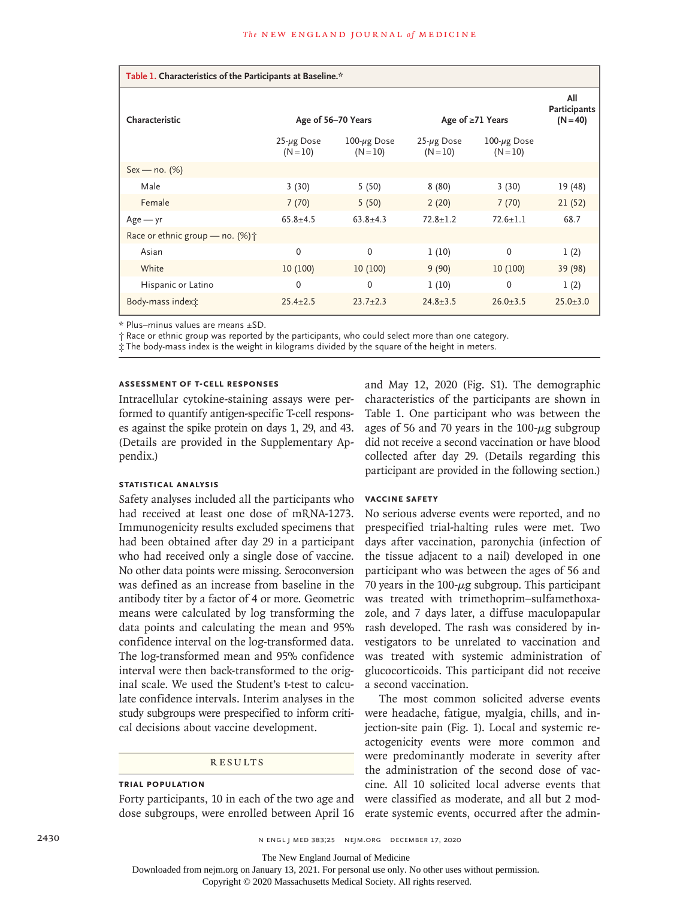**Table 1. Characteristics of the Participants at Baseline.***

| Characteristic | Age of 56–70 Years | | Age of ≥71 Years | | All Participants (N=40) |
|---|---|---|---|---|---|
| | 25-μg Dose (N=10) | 100-μg Dose (N=10) | 25-μg Dose (N=10) | 100-μg Dose (N=10) | |
| Sex — no. (%) | | | | | |
| Male | 3 (30) | 5 (50) | 8 (80) | 3 (30) | 19 (48) |
| Female | 7 (70) | 5 (50) | 2 (20) | 7 (70) | 21 (52) |
| Age — yr | 65.8±4.5 | 63.8±4.3 | 72.8±1.2 | 72.6±1.1 | 68.7 |
| Race or ethnic group — no. (%)† | | | | | |
| Asian | 0 | 0 | 1 (10) | 0 | 1 (2) |
| White | 10 (100) | 10 (100) | 9 (90) | 10 (100) | 39 (98) |
| Hispanic or Latino | 0 | 0 | 1 (10) | 0 | 1 (2) |
| Body-mass index‡ | 25.4±2.5 | 23.7±2.3 | 24.8±3.5 | 26.0±3.5 | 25.0±3.0 |

\* Plus–minus values are means ±SD.
† Race or ethnic group was reported by the participants, who could select more than one category.
‡ The body-mass index is the weight in kilograms divided by the square of the height in meters.

### ASSESSMENT OF T-CELL RESPONSES

Intracellular cytokine-staining assays were performed to quantify antigen-specific T-cell responses against the spike protein on days 1, 29, and 43. (Details are provided in the Supplementary Appendix.)

### STATISTICAL ANALYSIS

Safety analyses included all the participants who had received at least one dose of mRNA-1273. Immunogenicity results excluded specimens that had been obtained after day 29 in a participant who had received only a single dose of vaccine. No other data points were missing. Seroconversion was defined as an increase from baseline in the antibody titer by a factor of 4 or more. Geometric means were calculated by log transforming the data points and calculating the mean and 95% confidence interval on the log-transformed data. The log-transformed mean and 95% confidence interval were then back-transformed to the original scale. We used the Student's t-test to calculate confidence intervals. Interim analyses in the study subgroups were prespecified to inform critical decisions about vaccine development.

## RESULTS

### TRIAL POPULATION

Forty participants, 10 in each of the two age and dose subgroups, were enrolled between April 16 and May 12, 2020 (Fig. S1). The demographic characteristics of the participants are shown in Table 1. One participant who was between the ages of 56 and 70 years in the 100-μg subgroup did not receive a second vaccination or have blood collected after day 29. (Details regarding this participant are provided in the following section.)

### VACCINE SAFETY

No serious adverse events were reported, and no prespecified trial-halting rules were met. Two days after vaccination, paronychia (infection of the tissue adjacent to a nail) developed in one participant who was between the ages of 56 and 70 years in the 100-μg subgroup. This participant was treated with trimethoprim–sulfamethoxazole, and 7 days later, a diffuse maculopapular rash developed. The rash was considered by investigators to be unrelated to vaccination and was treated with systemic administration of glucocorticoids. This participant did not receive a second vaccination.

The most common solicited adverse events were headache, fatigue, myalgia, chills, and injection-site pain (Fig. 1). Local and systemic reactogenicity events were more common and were predominantly moderate in severity after the administration of the second dose of vaccine. All 10 solicited local adverse events that were classified as moderate, and all but 2 moderate systemic events, occurred after the admin-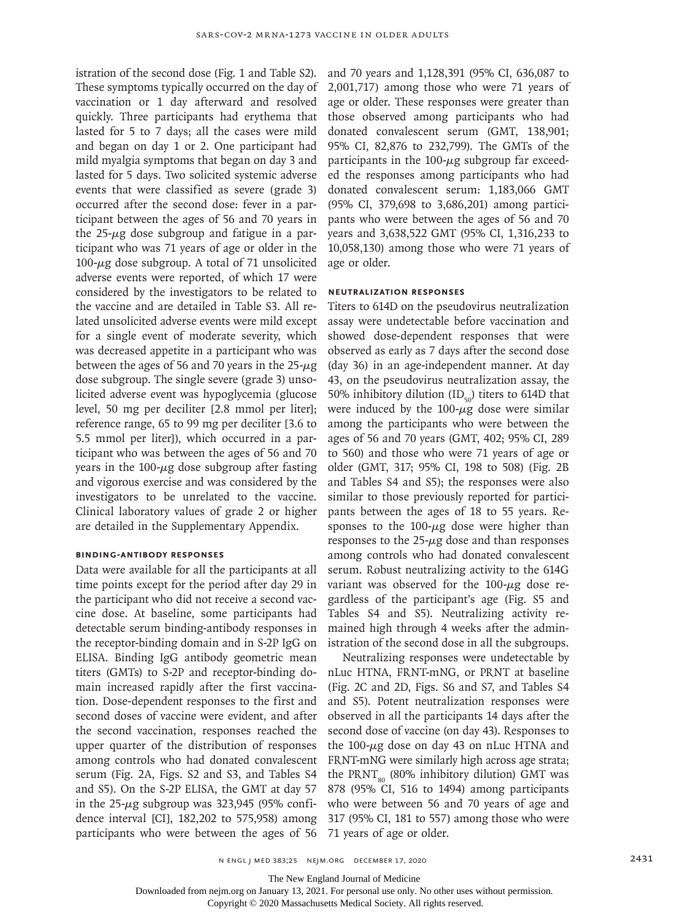istration of the second dose (Fig. 1 and Table S2). These symptoms typically occurred on the day of vaccination or 1 day afterward and resolved quickly. Three participants had erythema that lasted for 5 to 7 days; all the cases were mild and began on day 1 or 2. One participant had mild myalgia symptoms that began on day 3 and lasted for 5 days. Two solicited systemic adverse events that were classified as severe (grade 3) occurred after the second dose: fever in a participant between the ages of 56 and 70 years in the 25-μg dose subgroup and fatigue in a participant who was 71 years of age or older in the 100-μg dose subgroup. A total of 71 unsolicited adverse events were reported, of which 17 were considered by the investigators to be related to the vaccine and are detailed in Table S3. All related unsolicited adverse events were mild except for a single event of moderate severity, which was decreased appetite in a participant who was between the ages of 56 and 70 years in the 25-μg dose subgroup. The single severe (grade 3) unsolicited adverse event was hypoglycemia (glucose level, 50 mg per deciliter [2.8 mmol per liter]; reference range, 65 to 99 mg per deciliter [3.6 to 5.5 mmol per liter]), which occurred in a participant who was between the ages of 56 and 70 years in the 100-μg dose subgroup after fasting and vigorous exercise and was considered by the investigators to be unrelated to the vaccine. Clinical laboratory values of grade 2 or higher are detailed in the Supplementary Appendix.

### Binding-Antibody Responses

Data were available for all the participants at all time points except for the period after day 29 in the participant who did not receive a second vaccine dose. At baseline, some participants had detectable serum binding-antibody responses in the receptor-binding domain and in S-2P IgG on ELISA. Binding IgG antibody geometric mean titers (GMTs) to S-2P and receptor-binding domain increased rapidly after the first vaccination. Dose-dependent responses to the first and second doses of vaccine were evident, and after the second vaccination, responses reached the upper quarter of the distribution of responses among controls who had donated convalescent serum (Fig. 2A, Figs. S2 and S3, and Tables S4 and S5). On the S-2P ELISA, the GMT at day 57 in the 25-μg subgroup was 323,945 (95% confidence interval [CI], 182,202 to 575,958) among participants who were between the ages of 56 and 70 years and 1,128,391 (95% CI, 636,087 to 2,001,717) among those who were 71 years of age or older. These responses were greater than those observed among participants who had donated convalescent serum (GMT, 138,901; 95% CI, 82,876 to 232,799). The GMTs of the participants in the 100-μg subgroup far exceeded the responses among participants who had donated convalescent serum: 1,183,066 GMT (95% CI, 379,698 to 3,686,201) among participants who were between the ages of 56 and 70 years and 3,638,522 GMT (95% CI, 1,316,233 to 10,058,130) among those who were 71 years of age or older.

### Neutralization Responses

Titers to 614D on the pseudovirus neutralization assay were undetectable before vaccination and showed dose-dependent responses that were observed as early as 7 days after the second dose (day 36) in an age-independent manner. At day 43, on the pseudovirus neutralization assay, the 50% inhibitory dilution ($ID_{50}$) titers to 614D that were induced by the 100-μg dose were similar among the participants who were between the ages of 56 and 70 years (GMT, 402; 95% CI, 289 to 560) and those who were 71 years of age or older (GMT, 317; 95% CI, 198 to 508) (Fig. 2B and Tables S4 and S5); the responses were also similar to those previously reported for participants between the ages of 18 to 55 years. Responses to the 100-μg dose were higher than responses to the 25-μg dose and than responses among controls who had donated convalescent serum. Robust neutralizing activity to the 614G variant was observed for the 100-μg dose regardless of the participant's age (Fig. S5 and Tables S4 and S5). Neutralizing activity remained high through 4 weeks after the administration of the second dose in all the subgroups.

Neutralizing responses were undetectable by nLuc HTNA, FRNT-mNG, or PRNT at baseline (Fig. 2C and 2D, Figs. S6 and S7, and Tables S4 and S5). Potent neutralization responses were observed in all the participants 14 days after the second dose of vaccine (on day 43). Responses to the 100-μg dose on day 43 on nLuc HTNA and FRNT-mNG were similarly high across age strata; the $PRNT_{80}$ (80% inhibitory dilution) GMT was 878 (95% CI, 516 to 1494) among participants who were between 56 and 70 years of age and 317 (95% CI, 181 to 557) among those who were 71 years of age or older.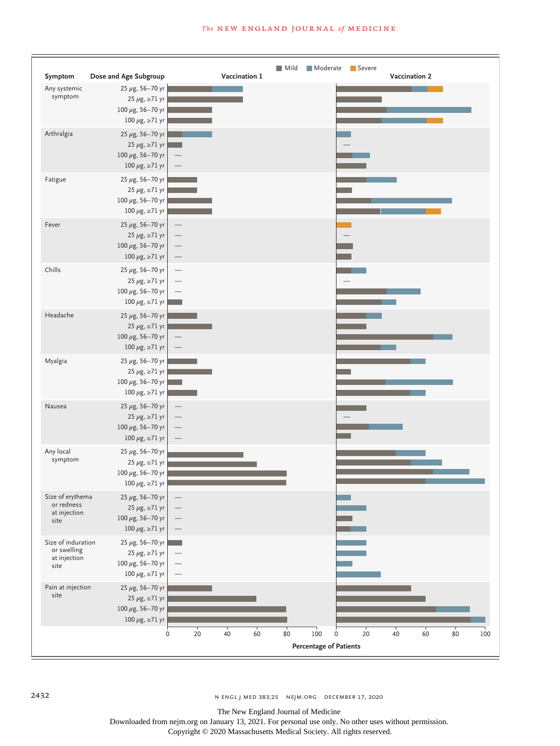Mild | Moderate | Severe

| Symptom | Dose and Age Subgroup | Vaccination 1 | Vaccination 2 |
|---|---|---|---|
| Any systemic symptom | 25 μg, 56–70 yr | | |
| | 25 μg, ≥71 yr | | |
| | 100 μg, 56–70 yr | | |
| | 100 μg, ≥71 yr | | |
| Arthralgia | 25 μg, 56–70 yr | | |
| | 25 μg, ≥71 yr | | — |
| | 100 μg, 56–70 yr | — | |
| | 100 μg, ≥71 yr | — | |
| Fatigue | 25 μg, 56–70 yr | | |
| | 25 μg, ≥71 yr | | |
| | 100 μg, 56–70 yr | | |
| | 100 μg, ≥71 yr | | |
| Fever | 25 μg, 56–70 yr | — | |
| | 25 μg, ≥71 yr | — | — |
| | 100 μg, 56–70 yr | — | |
| | 100 μg, ≥71 yr | — | |
| Chills | 25 μg, 56–70 yr | — | |
| | 25 μg, ≥71 yr | — | — |
| | 100 μg, 56–70 yr | — | |
| | 100 μg, ≥71 yr | | |
| Headache | 25 μg, 56–70 yr | | |
| | 25 μg, ≥71 yr | | |
| | 100 μg, 56–70 yr | — | |
| | 100 μg, ≥71 yr | — | |
| Myalgia | 25 μg, 56–70 yr | | |
| | 25 μg, ≥71 yr | | |
| | 100 μg, 56–70 yr | | |
| | 100 μg, ≥71 yr | | |
| Nausea | 25 μg, 56–70 yr | — | |
| | 25 μg, ≥71 yr | — | — |
| | 100 μg, 56–70 yr | — | |
| | 100 μg, ≥71 yr | — | |
| Any local symptom | 25 μg, 56–70 yr | | |
| | 25 μg, ≥71 yr | | |
| | 100 μg, 56–70 yr | | |
| | 100 μg, ≥71 yr | | |
| Size of erythema or redness at injection site | 25 μg, 56–70 yr | — | |
| | 25 μg, ≥71 yr | — | |
| | 100 μg, 56–70 yr | — | |
| | 100 μg, ≥71 yr | — | |
| Size of induration or swelling at injection site | 25 μg, 56–70 yr | | |
| | 25 μg, ≥71 yr | — | |
| | 100 μg, 56–70 yr | — | |
| | 100 μg, ≥71 yr | — | |
| Pain at injection site | 25 μg, 56–70 yr | | |
| | 25 μg, ≥71 yr | | |
| | 100 μg, 56–70 yr | | |
| | 100 μg, ≥71 yr | | |

0 20 40 60 80 100 | 0 20 40 60 80 100

Percentage of Patients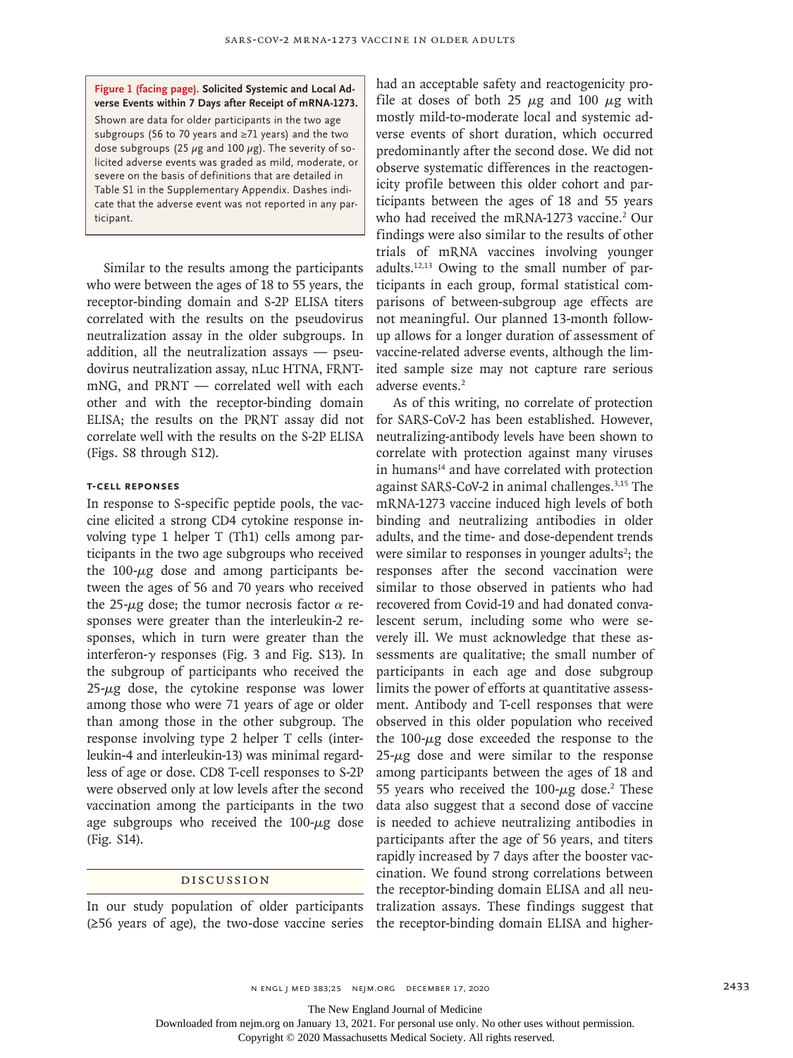**Figure 1 (facing page). Solicited Systemic and Local Adverse Events within 7 Days after Receipt of mRNA-1273.**

Shown are data for older participants in the two age subgroups (56 to 70 years and ≥71 years) and the two dose subgroups (25 μg and 100 μg). The severity of solicited adverse events was graded as mild, moderate, or severe on the basis of definitions that are detailed in Table S1 in the Supplementary Appendix. Dashes indicate that the adverse event was not reported in any participant.

Similar to the results among the participants who were between the ages of 18 to 55 years, the receptor-binding domain and S-2P ELISA titers correlated with the results on the pseudovirus neutralization assay in the older subgroups. In addition, all the neutralization assays — pseudovirus neutralization assay, nLuc HTNA, FRNT-mNG, and PRNT — correlated well with each other and with the receptor-binding domain ELISA; the results on the PRNT assay did not correlate well with the results on the S-2P ELISA (Figs. S8 through S12).

#### T-Cell Reponses

In response to S-specific peptide pools, the vaccine elicited a strong CD4 cytokine response involving type 1 helper T (Th1) cells among participants in the two age subgroups who received the 100-μg dose and among participants between the ages of 56 and 70 years who received the 25-μg dose; the tumor necrosis factor α responses were greater than the interleukin-2 responses, which in turn were greater than the interferon-γ responses (Fig. 3 and Fig. S13). In the subgroup of participants who received the 25-μg dose, the cytokine response was lower among those who were 71 years of age or older than among those in the other subgroup. The response involving type 2 helper T cells (interleukin-4 and interleukin-13) was minimal regardless of age or dose. CD8 T-cell responses to S-2P were observed only at low levels after the second vaccination among the participants in the two age subgroups who received the 100-μg dose (Fig. S14).

## Discussion

In our study population of older participants (≥56 years of age), the two-dose vaccine series had an acceptable safety and reactogenicity profile at doses of both 25 μg and 100 μg with mostly mild-to-moderate local and systemic adverse events of short duration, which occurred predominantly after the second dose. We did not observe systematic differences in the reactogenicity profile between this older cohort and participants between the ages of 18 and 55 years who had received the mRNA-1273 vaccine.[2] Our findings were also similar to the results of other trials of mRNA vaccines involving younger adults.[12,13] Owing to the small number of participants in each group, formal statistical comparisons of between-subgroup age effects are not meaningful. Our planned 13-month follow-up allows for a longer duration of assessment of vaccine-related adverse events, although the limited sample size may not capture rare serious adverse events.[2]

As of this writing, no correlate of protection for SARS-CoV-2 has been established. However, neutralizing-antibody levels have been shown to correlate with protection against many viruses in humans[14] and have correlated with protection against SARS-CoV-2 in animal challenges.[3,15] The mRNA-1273 vaccine induced high levels of both binding and neutralizing antibodies in older adults, and the time- and dose-dependent trends were similar to responses in younger adults[2]; the responses after the second vaccination were similar to those observed in patients who had recovered from Covid-19 and had donated convalescent serum, including some who were severely ill. We must acknowledge that these assessments are qualitative; the small number of participants in each age and dose subgroup limits the power of efforts at quantitative assessment. Antibody and T-cell responses that were observed in this older population who received the 100-μg dose exceeded the response to the 25-μg dose and were similar to the response among participants between the ages of 18 and 55 years who received the 100-μg dose.[2] These data also suggest that a second dose of vaccine is needed to achieve neutralizing antibodies in participants after the age of 56 years, and titers rapidly increased by 7 days after the booster vaccination. We found strong correlations between the receptor-binding domain ELISA and all neutralization assays. These findings suggest that the receptor-binding domain ELISA and higher-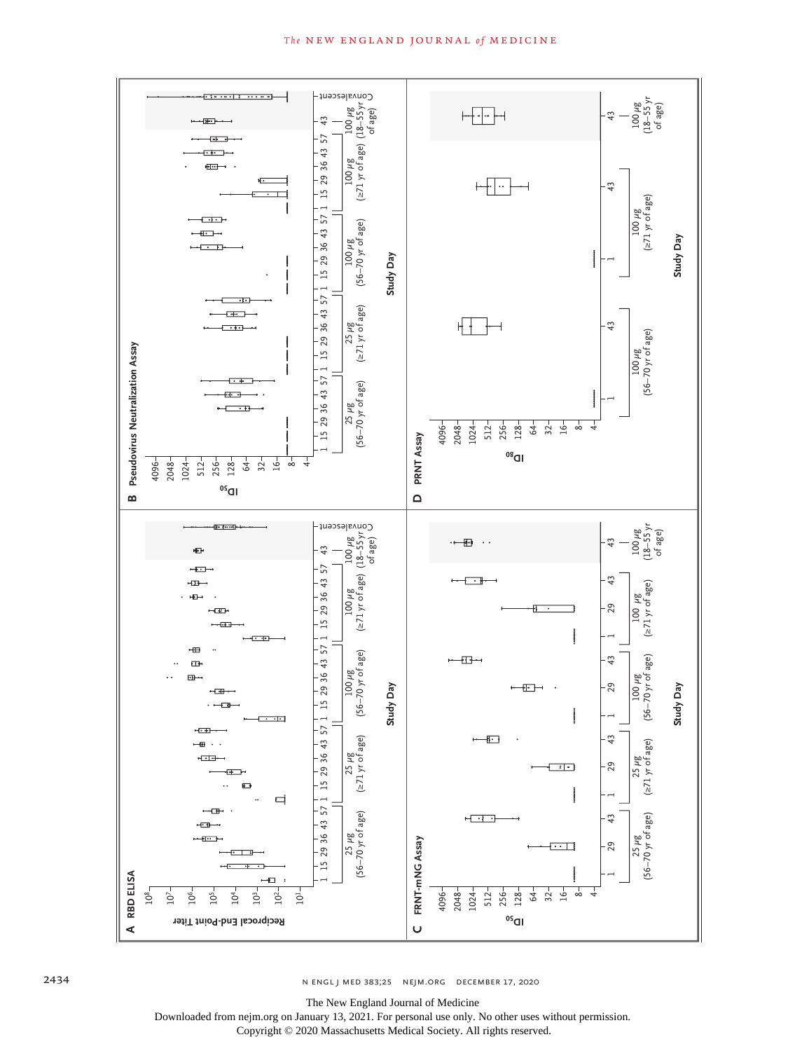**A RBD ELISA**

Reciprocal End-Point Titer

$10^8$, $10^7$, $10^6$, $10^5$, $10^4$, $10^3$, $10^2$, $10^1$

| 25 µg (56–70 yr of age) | 25 µg (≥71 yr of age) | 100 µg (56–70 yr of age) | 100 µg (≥71 yr of age) | 100 µg (18–55 yr of age) | Convalescent |
|---|---|---|---|---|---|
| 1 15 29 36 43 57 | 1 15 29 36 43 57 | 1 15 29 36 43 57 | 1 15 29 36 43 57 | 43 | |

Study Day

**B Pseudovirus Neutralization Assay**

$ID_{50}$

4096, 2048, 1024, 512, 256, 128, 64, 32, 16, 8, 4

| 25 µg (56–70 yr of age) | 25 µg (≥71 yr of age) | 100 µg (56–70 yr of age) | 100 µg (≥71 yr of age) | 100 µg (18–55 yr of age) | Convalescent |
|---|---|---|---|---|---|
| 1 15 29 36 43 57 | 1 15 29 36 43 57 | 1 15 29 36 43 57 | 1 15 29 36 43 57 | 43 | |

Study Day

**C FRNT-mNG Assay**

$ID_{50}$

4096, 2048, 1024, 512, 256, 128, 64, 32, 16, 8, 4

| 25 µg (56–70 yr of age) | 25 µg (≥71 yr of age) | 100 µg (56–70 yr of age) | 100 µg (≥71 yr of age) | 100 µg (18–55 yr of age) |
|---|---|---|---|---|
| 1 29 43 | 1 29 43 | 1 29 43 | 1 29 43 | 43 |

Study Day

**D PRNT Assay**

$ID_{80}$

4096, 2048, 1024, 512, 256, 128, 64, 32, 16, 8, 4

| 100 µg (56–70 yr of age) | 100 µg (≥71 yr of age) | 100 µg (18–55 yr of age) |
|---|---|---|
| 1 43 | 1 43 | 43 |

Study Day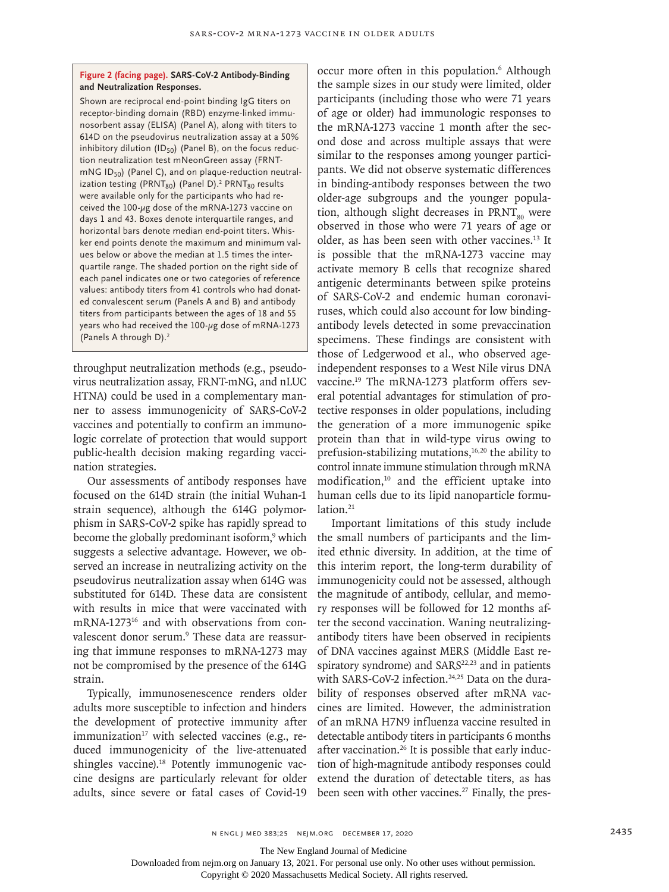**Figure 2 (facing page). SARS-CoV-2 Antibody-Binding and Neutralization Responses.**

Shown are reciprocal end-point binding IgG titers on receptor-binding domain (RBD) enzyme-linked immunosorbent assay (ELISA) (Panel A), along with titers to 614D on the pseudovirus neutralization assay at a 50% inhibitory dilution ($ID_{50}$) (Panel B), on the focus reduction neutralization test mNeonGreen assay (FRNT-mNG $ID_{50}$) (Panel C), and on plaque-reduction neutralization testing ($PRNT_{80}$) (Panel D).[2] $PRNT_{80}$ results were available only for the participants who had received the 100-μg dose of the mRNA-1273 vaccine on days 1 and 43. Boxes denote interquartile ranges, and horizontal bars denote median end-point titers. Whisker end points denote the maximum and minimum values below or above the median at 1.5 times the interquartile range. The shaded portion on the right side of each panel indicates one or two categories of reference values: antibody titers from 41 controls who had donated convalescent serum (Panels A and B) and antibody titers from participants between the ages of 18 and 55 years who had received the 100-μg dose of mRNA-1273 (Panels A through D).[2]

throughput neutralization methods (e.g., pseudovirus neutralization assay, FRNT-mNG, and nLUC HTNA) could be used in a complementary manner to assess immunogenicity of SARS-CoV-2 vaccines and potentially to confirm an immunologic correlate of protection that would support public-health decision making regarding vaccination strategies.

Our assessments of antibody responses have focused on the 614D strain (the initial Wuhan-1 strain sequence), although the 614G polymorphism in SARS-CoV-2 spike has rapidly spread to become the globally predominant isoform,[9] which suggests a selective advantage. However, we observed an increase in neutralizing activity on the pseudovirus neutralization assay when 614G was substituted for 614D. These data are consistent with results in mice that were vaccinated with mRNA-1273[16] and with observations from convalescent donor serum.[9] These data are reassuring that immune responses to mRNA-1273 may not be compromised by the presence of the 614G strain.

Typically, immunosenescence renders older adults more susceptible to infection and hinders the development of protective immunity after immunization[17] with selected vaccines (e.g., reduced immunogenicity of the live-attenuated shingles vaccine).[18] Potently immunogenic vaccine designs are particularly relevant for older adults, since severe or fatal cases of Covid-19 occur more often in this population.[6] Although the sample sizes in our study were limited, older participants (including those who were 71 years of age or older) had immunologic responses to the mRNA-1273 vaccine 1 month after the second dose and across multiple assays that were similar to the responses among younger participants. We did not observe systematic differences in binding-antibody responses between the two older-age subgroups and the younger population, although slight decreases in $PRNT_{80}$ were observed in those who were 71 years of age or older, as has been seen with other vaccines.[13] It is possible that the mRNA-1273 vaccine may activate memory B cells that recognize shared antigenic determinants between spike proteins of SARS-CoV-2 and endemic human coronaviruses, which could also account for low binding-antibody levels detected in some prevaccination specimens. These findings are consistent with those of Ledgerwood et al., who observed age-independent responses to a West Nile virus DNA vaccine.[19] The mRNA-1273 platform offers several potential advantages for stimulation of protective responses in older populations, including the generation of a more immunogenic spike protein than that in wild-type virus owing to prefusion-stabilizing mutations,[16,20] the ability to control innate immune stimulation through mRNA modification,[10] and the efficient uptake into human cells due to its lipid nanoparticle formulation.[21]

Important limitations of this study include the small numbers of participants and the limited ethnic diversity. In addition, at the time of this interim report, the long-term durability of immunogenicity could not be assessed, although the magnitude of antibody, cellular, and memory responses will be followed for 12 months after the second vaccination. Waning neutralizing-antibody titers have been observed in recipients of DNA vaccines against MERS (Middle East respiratory syndrome) and SARS[22,23] and in patients with SARS-CoV-2 infection.[24,25] Data on the durability of responses observed after mRNA vaccines are limited. However, the administration of an mRNA H7N9 influenza vaccine resulted in detectable antibody titers in participants 6 months after vaccination.[26] It is possible that early induction of high-magnitude antibody responses could extend the duration of detectable titers, as has been seen with other vaccines.[27] Finally, the pres-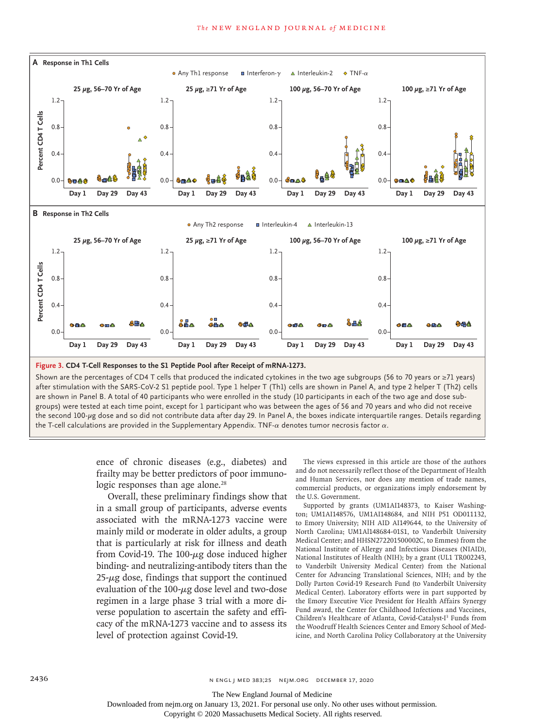**Figure 3. CD4 T-Cell Responses to the S1 Peptide Pool after Receipt of mRNA-1273.**

Shown are the percentages of CD4 T cells that produced the indicated cytokines in the two age subgroups (56 to 70 years or ≥71 years) after stimulation with the SARS-CoV-2 S1 peptide pool. Type 1 helper T (Th1) cells are shown in Panel A, and type 2 helper T (Th2) cells are shown in Panel B. A total of 40 participants who were enrolled in the study (10 participants in each of the two age and dose subgroups) were tested at each time point, except for 1 participant who was between the ages of 56 and 70 years and who did not receive the second 100-μg dose and so did not contribute data after day 29. In Panel A, the boxes indicate interquartile ranges. Details regarding the T-cell calculations are provided in the Supplementary Appendix. TNF-α denotes tumor necrosis factor α.

ence of chronic diseases (e.g., diabetes) and frailty may be better predictors of poor immunologic responses than age alone.[28]

Overall, these preliminary findings show that in a small group of participants, adverse events associated with the mRNA-1273 vaccine were mainly mild or moderate in older adults, a group that is particularly at risk for illness and death from Covid-19. The 100-μg dose induced higher binding- and neutralizing-antibody titers than the 25-μg dose, findings that support the continued evaluation of the 100-μg dose level and two-dose regimen in a large phase 3 trial with a more diverse population to ascertain the safety and efficacy of the mRNA-1273 vaccine and to assess its level of protection against Covid-19.

The views expressed in this article are those of the authors and do not necessarily reflect those of the Department of Health and Human Services, nor does any mention of trade names, commercial products, or organizations imply endorsement by the U.S. Government.

Supported by grants (UM1AI148373, to Kaiser Washington; UM1AI148576, UM1AI148684, and NIH P51 OD011132, to Emory University; NIH AID AI149644, to the University of North Carolina; UM1AI148684-01S1, to Vanderbilt University Medical Center; and HHSN272201500002C, to Emmes) from the National Institute of Allergy and Infectious Diseases (NIAID), National Institutes of Health (NIH); by a grant (UL1 TR002243, to Vanderbilt University Medical Center) from the National Center for Advancing Translational Sciences, NIH; and by the Dolly Parton Covid-19 Research Fund (to Vanderbilt University Medical Center). Laboratory efforts were in part supported by the Emory Executive Vice President for Health Affairs Synergy Fund award, the Center for Childhood Infections and Vaccines, Children's Healthcare of Atlanta, Covid-Catalyst-I[3] Funds from the Woodruff Health Sciences Center and Emory School of Medicine, and North Carolina Policy Collaboratory at the University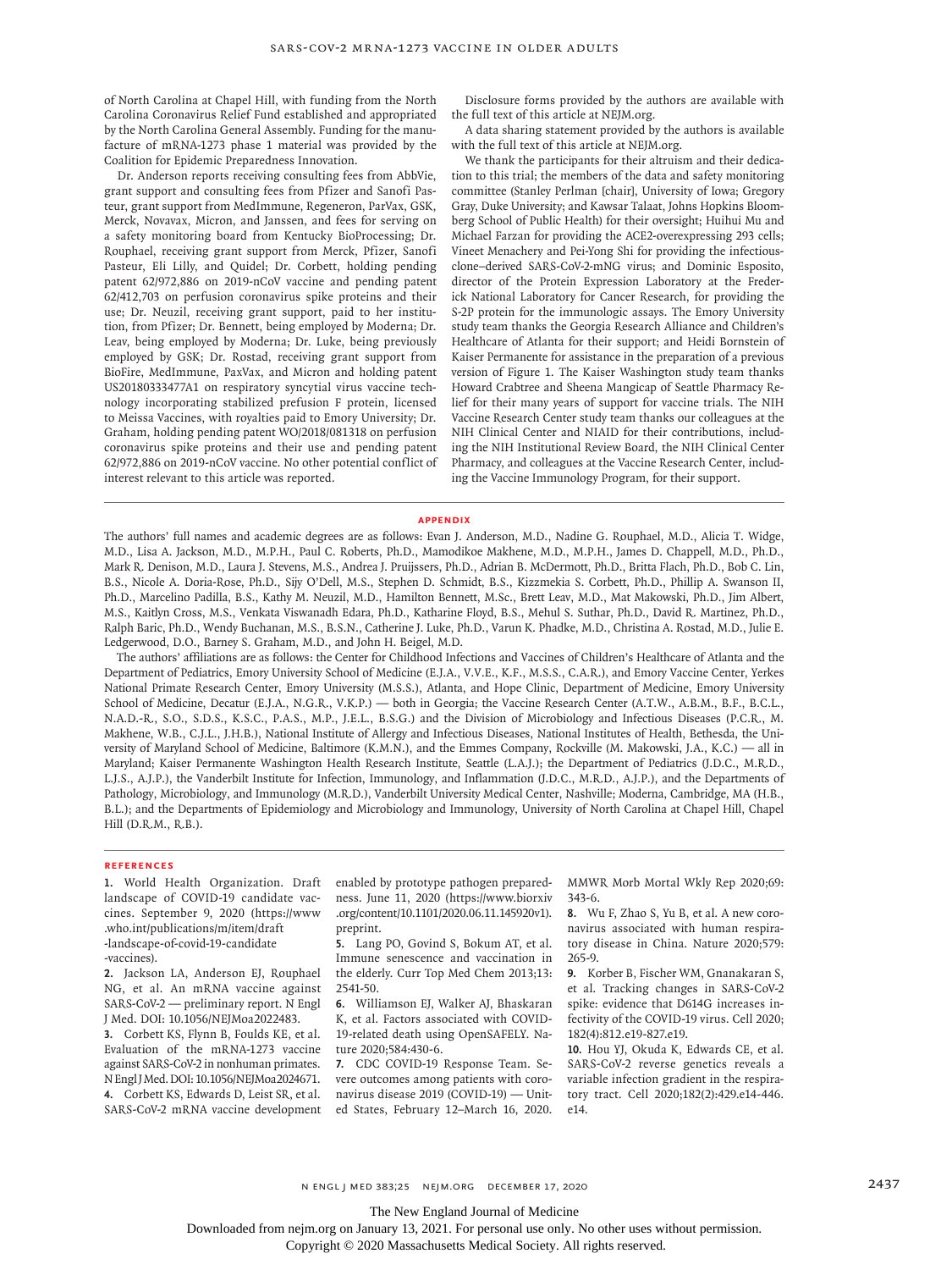of North Carolina at Chapel Hill, with funding from the North Carolina Coronavirus Relief Fund established and appropriated by the North Carolina General Assembly. Funding for the manufacture of mRNA-1273 phase 1 material was provided by the Coalition for Epidemic Preparedness Innovation.

Dr. Anderson reports receiving consulting fees from AbbVie, grant support and consulting fees from Pfizer and Sanofi Pasteur, grant support from MedImmune, Regeneron, ParVax, GSK, Merck, Novavax, Micron, and Janssen, and fees for serving on a safety monitoring board from Kentucky BioProcessing; Dr. Rouphael, receiving grant support from Merck, Pfizer, Sanofi Pasteur, Eli Lilly, and Quidel; Dr. Corbett, holding pending patent 62/972,886 on 2019-nCoV vaccine and pending patent 62/412,703 on perfusion coronavirus spike proteins and their use; Dr. Neuzil, receiving grant support, paid to her institution, from Pfizer; Dr. Bennett, being employed by Moderna; Dr. Leav, being employed by Moderna; Dr. Luke, being previously employed by GSK; Dr. Rostad, receiving grant support from BioFire, MedImmune, PaxVax, and Micron and holding patent US20180333477A1 on respiratory syncytial virus vaccine technology incorporating stabilized prefusion F protein, licensed to Meissa Vaccines, with royalties paid to Emory University; Dr. Graham, holding pending patent WO/2018/081318 on perfusion coronavirus spike proteins and their use and pending patent 62/972,886 on 2019-nCoV vaccine. No other potential conflict of interest relevant to this article was reported.

Disclosure forms provided by the authors are available with the full text of this article at NEJM.org.

A data sharing statement provided by the authors is available with the full text of this article at NEJM.org.

We thank the participants for their altruism and their dedication to this trial; the members of the data and safety monitoring committee (Stanley Perlman [chair], University of Iowa; Gregory Gray, Duke University; and Kawsar Talaat, Johns Hopkins Bloomberg School of Public Health) for their oversight; Huihui Mu and Michael Farzan for providing the ACE2-overexpressing 293 cells; Vineet Menachery and Pei-Yong Shi for providing the infectious-clone–derived SARS-CoV-2-mNG virus; and Dominic Esposito, director of the Protein Expression Laboratory at the Frederick National Laboratory for Cancer Research, for providing the S-2P protein for the immunologic assays. The Emory University study team thanks the Georgia Research Alliance and Children's Healthcare of Atlanta for their support; and Heidi Bornstein of Kaiser Permanente for assistance in the preparation of a previous version of Figure 1. The Kaiser Washington study team thanks Howard Crabtree and Sheena Mangicap of Seattle Pharmacy Relief for their many years of support for vaccine trials. The NIH Vaccine Research Center study team thanks our colleagues at the NIH Clinical Center and NIAID for their contributions, including the NIH Institutional Review Board, the NIH Clinical Center Pharmacy, and colleagues at the Vaccine Research Center, including the Vaccine Immunology Program, for their support.

## Appendix

The authors' full names and academic degrees are as follows: Evan J. Anderson, M.D., Nadine G. Rouphael, M.D., Alicia T. Widge, M.D., Lisa A. Jackson, M.D., M.P.H., Paul C. Roberts, Ph.D., Mamodikoe Makhene, M.D., M.P.H., James D. Chappell, M.D., Ph.D., Mark R. Denison, M.D., Laura J. Stevens, M.S., Andrea J. Pruijssers, Ph.D., Adrian B. McDermott, Ph.D., Britta Flach, Ph.D., Bob C. Lin, B.S., Nicole A. Doria-Rose, Ph.D., Sijy O'Dell, M.S., Stephen D. Schmidt, B.S., Kizzmekia S. Corbett, Ph.D., Phillip A. Swanson II, Ph.D., Marcelino Padilla, B.S., Kathy M. Neuzil, M.D., Hamilton Bennett, M.Sc., Brett Leav, M.D., Mat Makowski, Ph.D., Jim Albert, M.S., Kaitlyn Cross, M.S., Venkata Viswanadh Edara, Ph.D., Katharine Floyd, B.S., Mehul S. Suthar, Ph.D., David R. Martinez, Ph.D., Ralph Baric, Ph.D., Wendy Buchanan, M.S., B.S.N., Catherine J. Luke, Ph.D., Varun K. Phadke, M.D., Christina A. Rostad, M.D., Julie E. Ledgerwood, D.O., Barney S. Graham, M.D., and John H. Beigel, M.D.

The authors' affiliations are as follows: the Center for Childhood Infections and Vaccines of Children's Healthcare of Atlanta and the Department of Pediatrics, Emory University School of Medicine (E.J.A., V.V.E., K.F., M.S.S., C.A.R.), and Emory Vaccine Center, Yerkes National Primate Research Center, Emory University (M.S.S.), Atlanta, and Hope Clinic, Department of Medicine, Emory University School of Medicine, Decatur (E.J.A., N.G.R., V.K.P.) — both in Georgia; the Vaccine Research Center (A.T.W., A.B.M., B.F., B.C.L., N.A.D.-R., S.O., S.D.S., K.S.C., P.A.S., M.P., J.E.L., B.S.G.) and the Division of Microbiology and Infectious Diseases (P.C.R., M. Makhene, W.B., C.J.L., J.H.B.), National Institute of Allergy and Infectious Diseases, National Institutes of Health, Bethesda, the University of Maryland School of Medicine, Baltimore (K.M.N.), and the Emmes Company, Rockville (M. Makowski, J.A., K.C.) — all in Maryland; Kaiser Permanente Washington Health Research Institute, Seattle (L.A.J.); the Department of Pediatrics (J.D.C., M.R.D., L.J.S., A.J.P.), the Vanderbilt Institute for Infection, Immunology, and Inflammation (J.D.C., M.R.D., A.J.P.), and the Departments of Pathology, Microbiology, and Immunology (M.R.D.), Vanderbilt University Medical Center, Nashville; Moderna, Cambridge, MA (H.B., B.L.); and the Departments of Epidemiology and Microbiology and Immunology, University of North Carolina at Chapel Hill, Chapel Hill (D.R.M., R.B.).

## References

1. World Health Organization. Draft landscape of COVID-19 candidate vaccines. September 9, 2020 (https://www.who.int/publications/m/item/draft-landscape-of-covid-19-candidate-vaccines).
2. Jackson LA, Anderson EJ, Rouphael NG, et al. An mRNA vaccine against SARS-CoV-2 — preliminary report. N Engl J Med. DOI: 10.1056/NEJMoa2022483.
3. Corbett KS, Flynn B, Foulds KE, et al. Evaluation of the mRNA-1273 vaccine against SARS-CoV-2 in nonhuman primates. N Engl J Med. DOI: 10.1056/NEJMoa2024671.
4. Corbett KS, Edwards D, Leist SR, et al. SARS-CoV-2 mRNA vaccine development enabled by prototype pathogen preparedness. June 11, 2020 (https://www.biorxiv.org/content/10.1101/2020.06.11.145920v1). preprint.
5. Lang PO, Govind S, Bokum AT, et al. Immune senescence and vaccination in the elderly. Curr Top Med Chem 2013;13:2541-50.
6. Williamson EJ, Walker AJ, Bhaskaran K, et al. Factors associated with COVID-19-related death using OpenSAFELY. Nature 2020;584:430-6.
7. CDC COVID-19 Response Team. Severe outcomes among patients with coronavirus disease 2019 (COVID-19) — United States, February 12–March 16, 2020. MMWR Morb Mortal Wkly Rep 2020;69:343-6.
8. Wu F, Zhao S, Yu B, et al. A new coronavirus associated with human respiratory disease in China. Nature 2020;579:265-9.
9. Korber B, Fischer WM, Gnanakaran S, et al. Tracking changes in SARS-CoV-2 spike: evidence that D614G increases infectivity of the COVID-19 virus. Cell 2020;182(4):812.e19-827.e19.
10. Hou YJ, Okuda K, Edwards CE, et al. SARS-CoV-2 reverse genetics reveals a variable infection gradient in the respiratory tract. Cell 2020;182(2):429.e14-446.e14.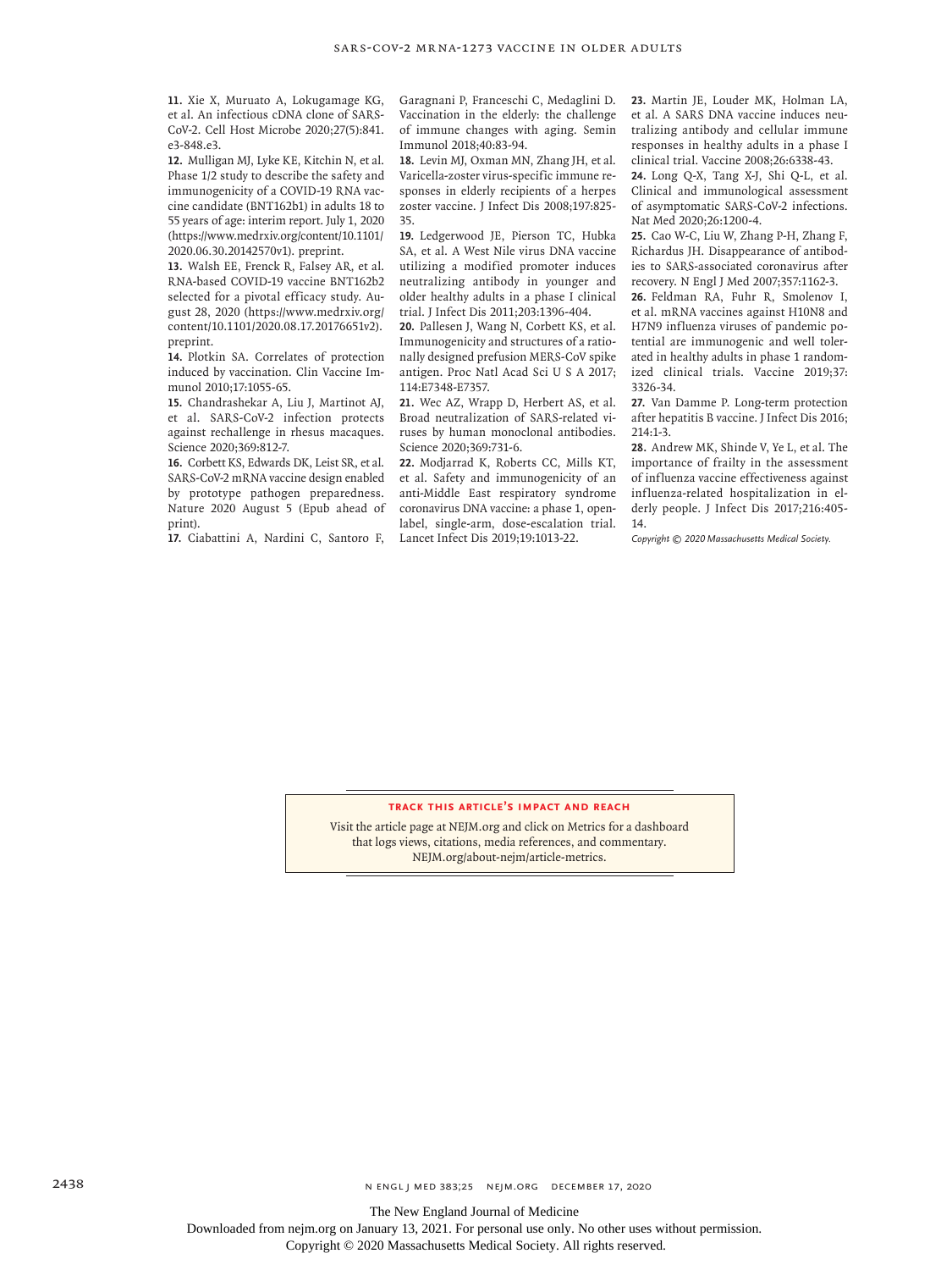11. Xie X, Muruato A, Lokugamage KG, et al. An infectious cDNA clone of SARS-CoV-2. Cell Host Microbe 2020;27(5):841.e3-848.e3.

12. Mulligan MJ, Lyke KE, Kitchin N, et al. Phase 1/2 study to describe the safety and immunogenicity of a COVID-19 RNA vaccine candidate (BNT162b1) in adults 18 to 55 years of age: interim report. July 1, 2020 (https://www.medrxiv.org/content/10.1101/2020.06.30.20142570v1). preprint.

13. Walsh EE, Frenck R, Falsey AR, et al. RNA-based COVID-19 vaccine BNT162b2 selected for a pivotal efficacy study. August 28, 2020 (https://www.medrxiv.org/content/10.1101/2020.08.17.20176651v2). preprint.

14. Plotkin SA. Correlates of protection induced by vaccination. Clin Vaccine Immunol 2010;17:1055-65.

15. Chandrashekar A, Liu J, Martinot AJ, et al. SARS-CoV-2 infection protects against rechallenge in rhesus macaques. Science 2020;369:812-7.

16. Corbett KS, Edwards DK, Leist SR, et al. SARS-CoV-2 mRNA vaccine design enabled by prototype pathogen preparedness. Nature 2020 August 5 (Epub ahead of print).

17. Ciabattini A, Nardini C, Santoro F, Garagnani P, Franceschi C, Medaglini D. Vaccination in the elderly: the challenge of immune changes with aging. Semin Immunol 2018;40:83-94.

18. Levin MJ, Oxman MN, Zhang JH, et al. Varicella-zoster virus-specific immune responses in elderly recipients of a herpes zoster vaccine. J Infect Dis 2008;197:825-35.

19. Ledgerwood JE, Pierson TC, Hubka SA, et al. A West Nile virus DNA vaccine utilizing a modified promoter induces neutralizing antibody in younger and older healthy adults in a phase I clinical trial. J Infect Dis 2011;203:1396-404.

20. Pallesen J, Wang N, Corbett KS, et al. Immunogenicity and structures of a rationally designed prefusion MERS-CoV spike antigen. Proc Natl Acad Sci U S A 2017;114:E7348-E7357.

21. Wec AZ, Wrapp D, Herbert AS, et al. Broad neutralization of SARS-related viruses by human monoclonal antibodies. Science 2020;369:731-6.

22. Modjarrad K, Roberts CC, Mills KT, et al. Safety and immunogenicity of an anti-Middle East respiratory syndrome coronavirus DNA vaccine: a phase 1, open-label, single-arm, dose-escalation trial. Lancet Infect Dis 2019;19:1013-22.

23. Martin JE, Louder MK, Holman LA, et al. A SARS DNA vaccine induces neutralizing antibody and cellular immune responses in healthy adults in a phase I clinical trial. Vaccine 2008;26:6338-43.

24. Long Q-X, Tang X-J, Shi Q-L, et al. Clinical and immunological assessment of asymptomatic SARS-CoV-2 infections. Nat Med 2020;26:1200-4.

25. Cao W-C, Liu W, Zhang P-H, Zhang F, Richardus JH. Disappearance of antibodies to SARS-associated coronavirus after recovery. N Engl J Med 2007;357:1162-3.

26. Feldman RA, Fuhr R, Smolenov I, et al. mRNA vaccines against H10N8 and H7N9 influenza viruses of pandemic potential are immunogenic and well tolerated in healthy adults in phase 1 randomized clinical trials. Vaccine 2019;37:3326-34.

27. Van Damme P. Long-term protection after hepatitis B vaccine. J Infect Dis 2016;214:1-3.

28. Andrew MK, Shinde V, Ye L, et al. The importance of frailty in the assessment of influenza vaccine effectiveness against influenza-related hospitalization in elderly people. J Infect Dis 2017;216:405-14.

*Copyright © 2020 Massachusetts Medical Society.*

**TRACK THIS ARTICLE'S IMPACT AND REACH**

Visit the article page at NEJM.org and click on Metrics for a dashboard that logs views, citations, media references, and commentary. NEJM.org/about-nejm/article-metrics.